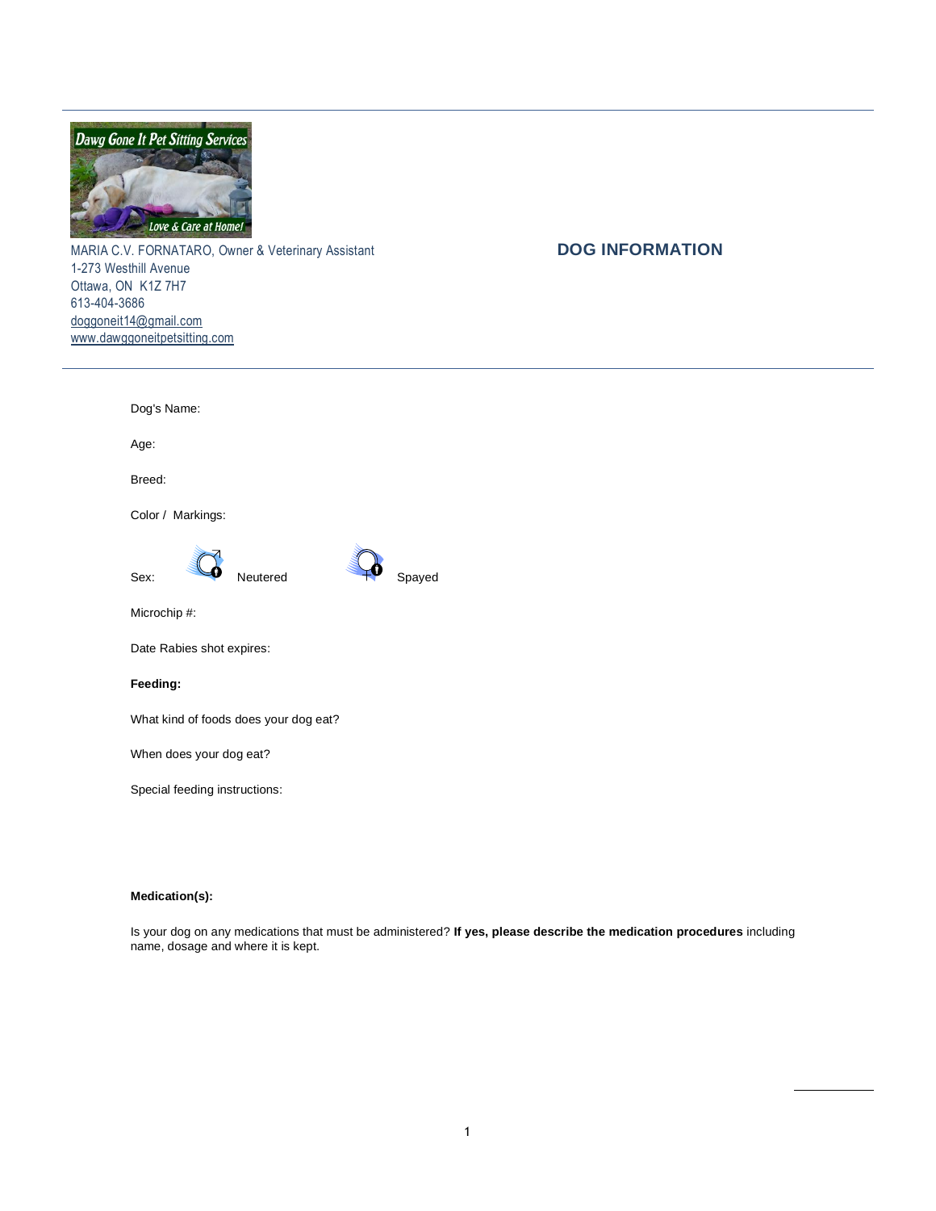Dawg Gone It Pet Sitting Services

Love & Care at Home!

MARIA C.V. FORNATARO, Owner & Veterinary Assistant
1-273 Westhill Avenue
Ottawa, ON K1Z 7H7
613-404-3686
doggoneit14@gmail.com
www.dawggoneitpetsitting.com

## DOG INFORMATION

Dog's Name:

Age:

Breed:

Color / Markings:

Sex: ♂ Neutered ♀ Spayed

Microchip #:

Date Rabies shot expires:

**Feeding:**

What kind of foods does your dog eat?

When does your dog eat?

Special feeding instructions:

**Medication(s):**

Is your dog on any medications that must be administered? **If yes, please describe the medication procedures** including name, dosage and where it is kept.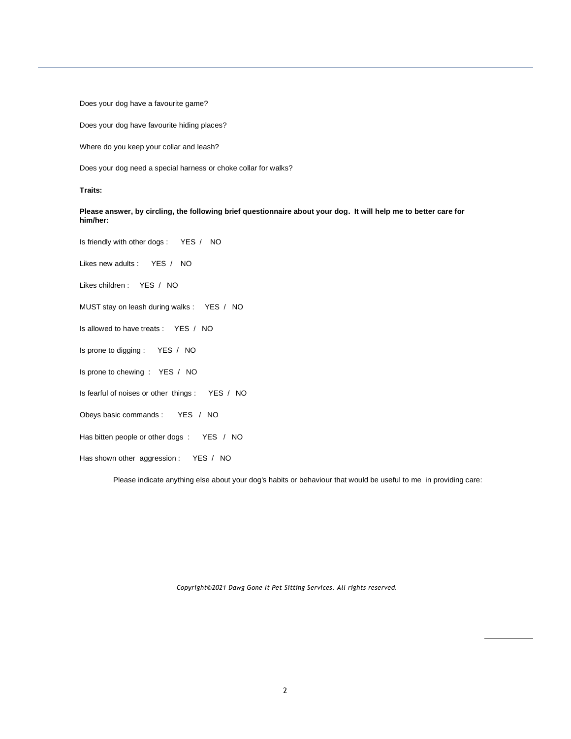Does your dog have a favourite game?

Does your dog have favourite hiding places?

Where do you keep your collar and leash?

Does your dog need a special harness or choke collar for walks?

**Traits:**

**Please answer, by circling, the following brief questionnaire about your dog. It will help me to better care for him/her:**

Is friendly with other dogs : YES / NO

Likes new adults : YES / NO

Likes children : YES / NO

MUST stay on leash during walks : YES / NO

Is allowed to have treats : YES / NO

Is prone to digging : YES / NO

Is prone to chewing : YES / NO

Is fearful of noises or other things : YES / NO

Obeys basic commands : YES / NO

Has bitten people or other dogs : YES / NO

Has shown other aggression : YES / NO

Please indicate anything else about your dog's habits or behaviour that would be useful to me in providing care:

*Copyright©2021 Dawg Gone It Pet Sitting Services. All rights reserved.*